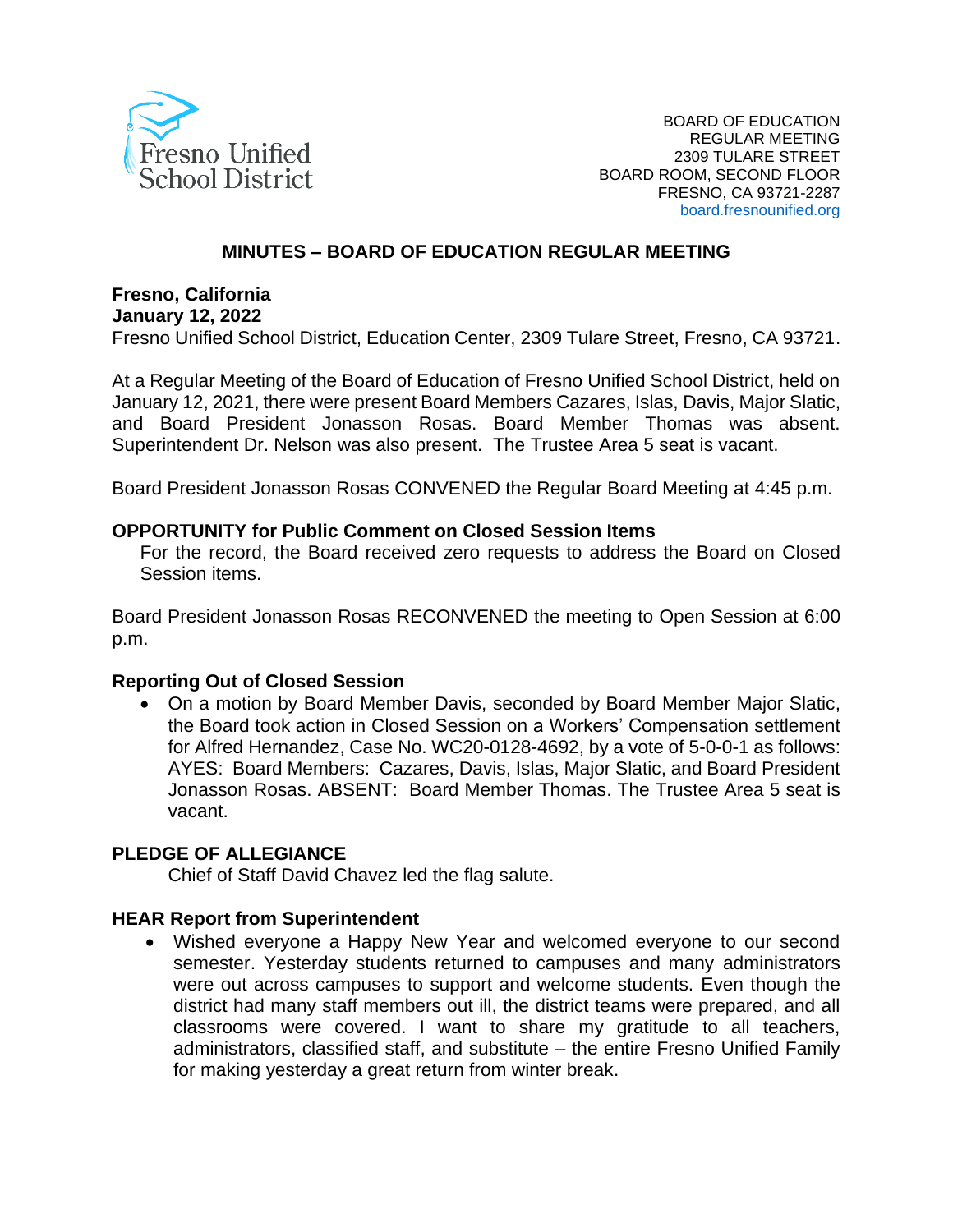Fresno Unified School District

BOARD OF EDUCATION
REGULAR MEETING
2309 TULARE STREET
BOARD ROOM, SECOND FLOOR
FRESNO, CA 93721-2287
board.fresnounified.org

## MINUTES – BOARD OF EDUCATION REGULAR MEETING

**Fresno, California**
**January 12, 2022**
Fresno Unified School District, Education Center, 2309 Tulare Street, Fresno, CA 93721.

At a Regular Meeting of the Board of Education of Fresno Unified School District, held on January 12, 2021, there were present Board Members Cazares, Islas, Davis, Major Slatic, and Board President Jonasson Rosas. Board Member Thomas was absent. Superintendent Dr. Nelson was also present. The Trustee Area 5 seat is vacant.

Board President Jonasson Rosas CONVENED the Regular Board Meeting at 4:45 p.m.

**OPPORTUNITY for Public Comment on Closed Session Items**

For the record, the Board received zero requests to address the Board on Closed Session items.

Board President Jonasson Rosas RECONVENED the meeting to Open Session at 6:00 p.m.

**Reporting Out of Closed Session**

- On a motion by Board Member Davis, seconded by Board Member Major Slatic, the Board took action in Closed Session on a Workers' Compensation settlement for Alfred Hernandez, Case No. WC20-0128-4692, by a vote of 5-0-0-1 as follows: AYES: Board Members: Cazares, Davis, Islas, Major Slatic, and Board President Jonasson Rosas. ABSENT: Board Member Thomas. The Trustee Area 5 seat is vacant.

**PLEDGE OF ALLEGIANCE**

Chief of Staff David Chavez led the flag salute.

**HEAR Report from Superintendent**

- Wished everyone a Happy New Year and welcomed everyone to our second semester. Yesterday students returned to campuses and many administrators were out across campuses to support and welcome students. Even though the district had many staff members out ill, the district teams were prepared, and all classrooms were covered. I want to share my gratitude to all teachers, administrators, classified staff, and substitute – the entire Fresno Unified Family for making yesterday a great return from winter break.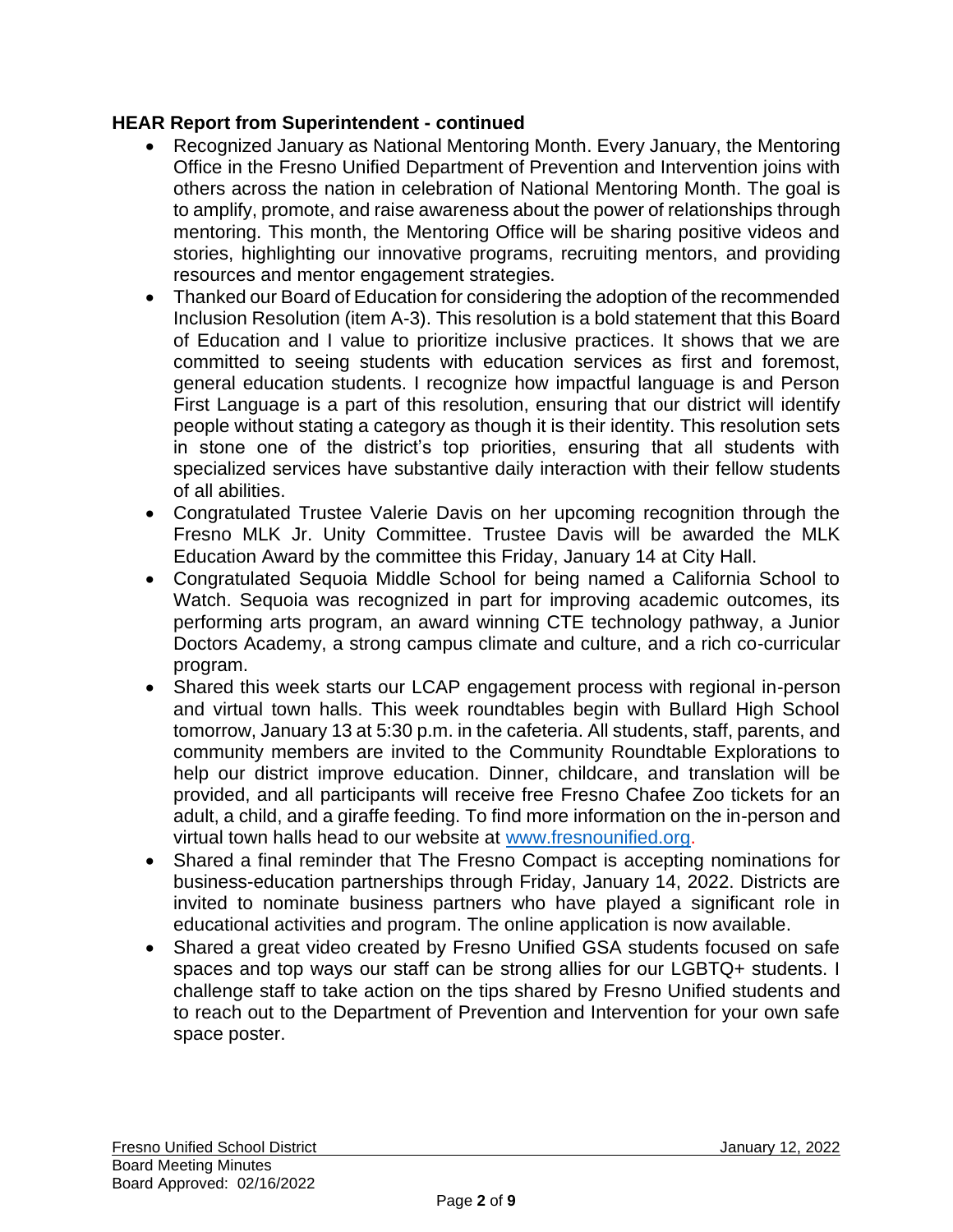### HEAR Report from Superintendent - continued

- Recognized January as National Mentoring Month. Every January, the Mentoring Office in the Fresno Unified Department of Prevention and Intervention joins with others across the nation in celebration of National Mentoring Month. The goal is to amplify, promote, and raise awareness about the power of relationships through mentoring. This month, the Mentoring Office will be sharing positive videos and stories, highlighting our innovative programs, recruiting mentors, and providing resources and mentor engagement strategies.
- Thanked our Board of Education for considering the adoption of the recommended Inclusion Resolution (item A-3). This resolution is a bold statement that this Board of Education and I value to prioritize inclusive practices. It shows that we are committed to seeing students with education services as first and foremost, general education students. I recognize how impactful language is and Person First Language is a part of this resolution, ensuring that our district will identify people without stating a category as though it is their identity. This resolution sets in stone one of the district's top priorities, ensuring that all students with specialized services have substantive daily interaction with their fellow students of all abilities.
- Congratulated Trustee Valerie Davis on her upcoming recognition through the Fresno MLK Jr. Unity Committee. Trustee Davis will be awarded the MLK Education Award by the committee this Friday, January 14 at City Hall.
- Congratulated Sequoia Middle School for being named a California School to Watch. Sequoia was recognized in part for improving academic outcomes, its performing arts program, an award winning CTE technology pathway, a Junior Doctors Academy, a strong campus climate and culture, and a rich co-curricular program.
- Shared this week starts our LCAP engagement process with regional in-person and virtual town halls. This week roundtables begin with Bullard High School tomorrow, January 13 at 5:30 p.m. in the cafeteria. All students, staff, parents, and community members are invited to the Community Roundtable Explorations to help our district improve education. Dinner, childcare, and translation will be provided, and all participants will receive free Fresno Chafee Zoo tickets for an adult, a child, and a giraffe feeding. To find more information on the in-person and virtual town halls head to our website at www.fresnounified.org.
- Shared a final reminder that The Fresno Compact is accepting nominations for business-education partnerships through Friday, January 14, 2022. Districts are invited to nominate business partners who have played a significant role in educational activities and program. The online application is now available.
- Shared a great video created by Fresno Unified GSA students focused on safe spaces and top ways our staff can be strong allies for our LGBTQ+ students. I challenge staff to take action on the tips shared by Fresno Unified students and to reach out to the Department of Prevention and Intervention for your own safe space poster.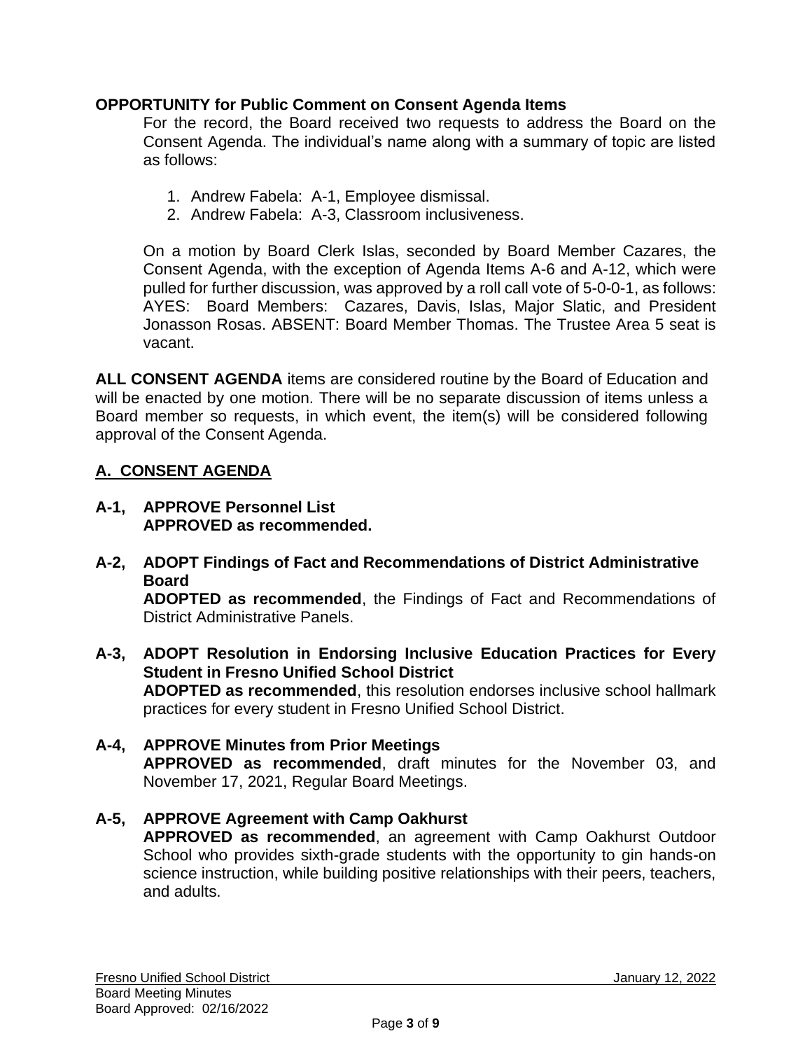**OPPORTUNITY for Public Comment on Consent Agenda Items**

For the record, the Board received two requests to address the Board on the Consent Agenda. The individual's name along with a summary of topic are listed as follows:

1. Andrew Fabela: A-1, Employee dismissal.
2. Andrew Fabela: A-3, Classroom inclusiveness.

On a motion by Board Clerk Islas, seconded by Board Member Cazares, the Consent Agenda, with the exception of Agenda Items A-6 and A-12, which were pulled for further discussion, was approved by a roll call vote of 5-0-0-1, as follows: AYES: Board Members: Cazares, Davis, Islas, Major Slatic, and President Jonasson Rosas. ABSENT: Board Member Thomas. The Trustee Area 5 seat is vacant.

**ALL CONSENT AGENDA** items are considered routine by the Board of Education and will be enacted by one motion. There will be no separate discussion of items unless a Board member so requests, in which event, the item(s) will be considered following approval of the Consent Agenda.

## A. CONSENT AGENDA

**A-1, APPROVE Personnel List**
**APPROVED as recommended.**

**A-2, ADOPT Findings of Fact and Recommendations of District Administrative Board**
**ADOPTED as recommended**, the Findings of Fact and Recommendations of District Administrative Panels.

**A-3, ADOPT Resolution in Endorsing Inclusive Education Practices for Every Student in Fresno Unified School District**
**ADOPTED as recommended**, this resolution endorses inclusive school hallmark practices for every student in Fresno Unified School District.

**A-4, APPROVE Minutes from Prior Meetings**
**APPROVED as recommended**, draft minutes for the November 03, and November 17, 2021, Regular Board Meetings.

**A-5, APPROVE Agreement with Camp Oakhurst**
**APPROVED as recommended**, an agreement with Camp Oakhurst Outdoor School who provides sixth-grade students with the opportunity to gin hands-on science instruction, while building positive relationships with their peers, teachers, and adults.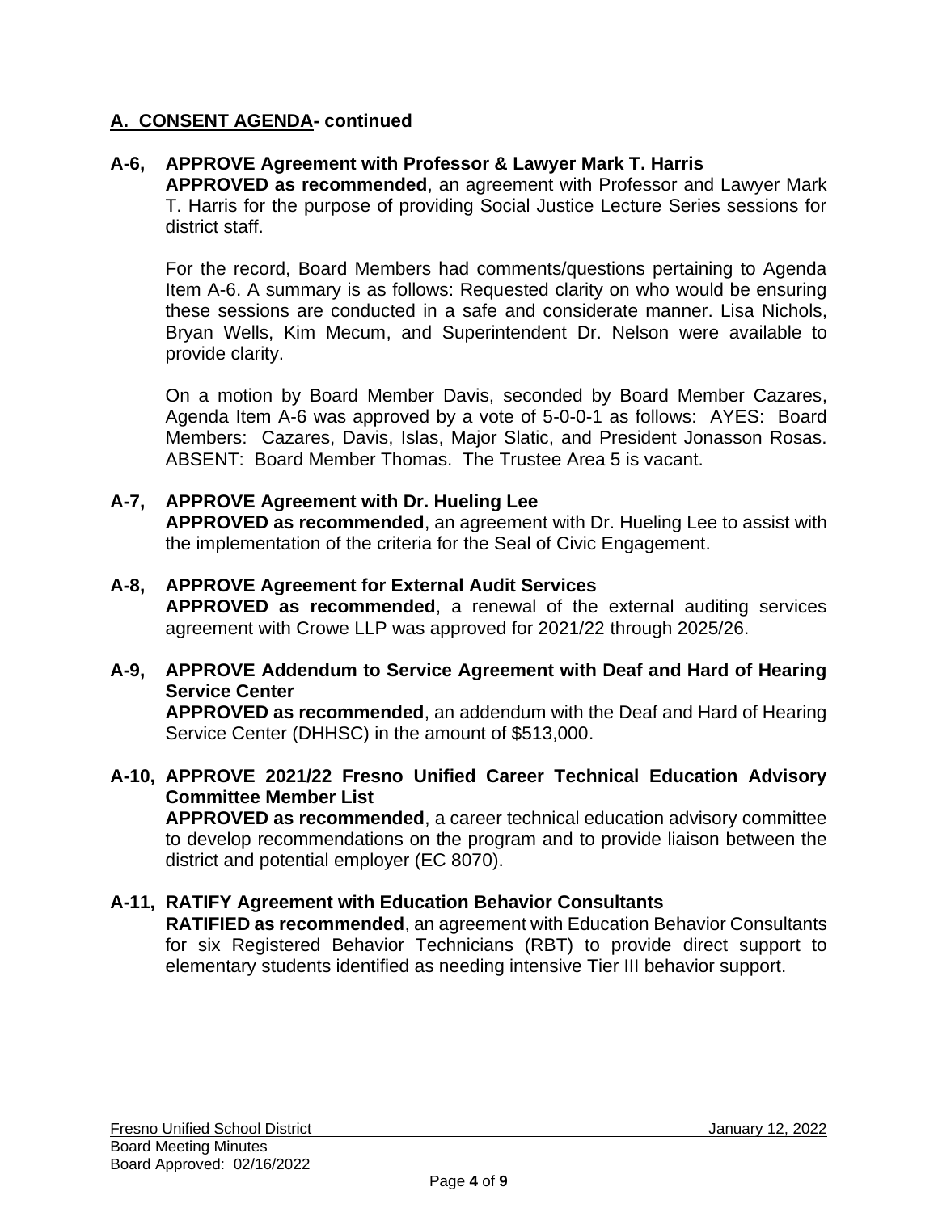## A. CONSENT AGENDA- continued

**A-6, APPROVE Agreement with Professor & Lawyer Mark T. Harris**

**APPROVED as recommended**, an agreement with Professor and Lawyer Mark T. Harris for the purpose of providing Social Justice Lecture Series sessions for district staff.

For the record, Board Members had comments/questions pertaining to Agenda Item A-6. A summary is as follows: Requested clarity on who would be ensuring these sessions are conducted in a safe and considerate manner. Lisa Nichols, Bryan Wells, Kim Mecum, and Superintendent Dr. Nelson were available to provide clarity.

On a motion by Board Member Davis, seconded by Board Member Cazares, Agenda Item A-6 was approved by a vote of 5-0-0-1 as follows: AYES: Board Members: Cazares, Davis, Islas, Major Slatic, and President Jonasson Rosas. ABSENT: Board Member Thomas. The Trustee Area 5 is vacant.

**A-7, APPROVE Agreement with Dr. Hueling Lee**

**APPROVED as recommended**, an agreement with Dr. Hueling Lee to assist with the implementation of the criteria for the Seal of Civic Engagement.

**A-8, APPROVE Agreement for External Audit Services**

**APPROVED as recommended**, a renewal of the external auditing services agreement with Crowe LLP was approved for 2021/22 through 2025/26.

**A-9, APPROVE Addendum to Service Agreement with Deaf and Hard of Hearing Service Center**

**APPROVED as recommended**, an addendum with the Deaf and Hard of Hearing Service Center (DHHSC) in the amount of $513,000.

**A-10, APPROVE 2021/22 Fresno Unified Career Technical Education Advisory Committee Member List**

**APPROVED as recommended**, a career technical education advisory committee to develop recommendations on the program and to provide liaison between the district and potential employer (EC 8070).

**A-11, RATIFY Agreement with Education Behavior Consultants**

**RATIFIED as recommended**, an agreement with Education Behavior Consultants for six Registered Behavior Technicians (RBT) to provide direct support to elementary students identified as needing intensive Tier III behavior support.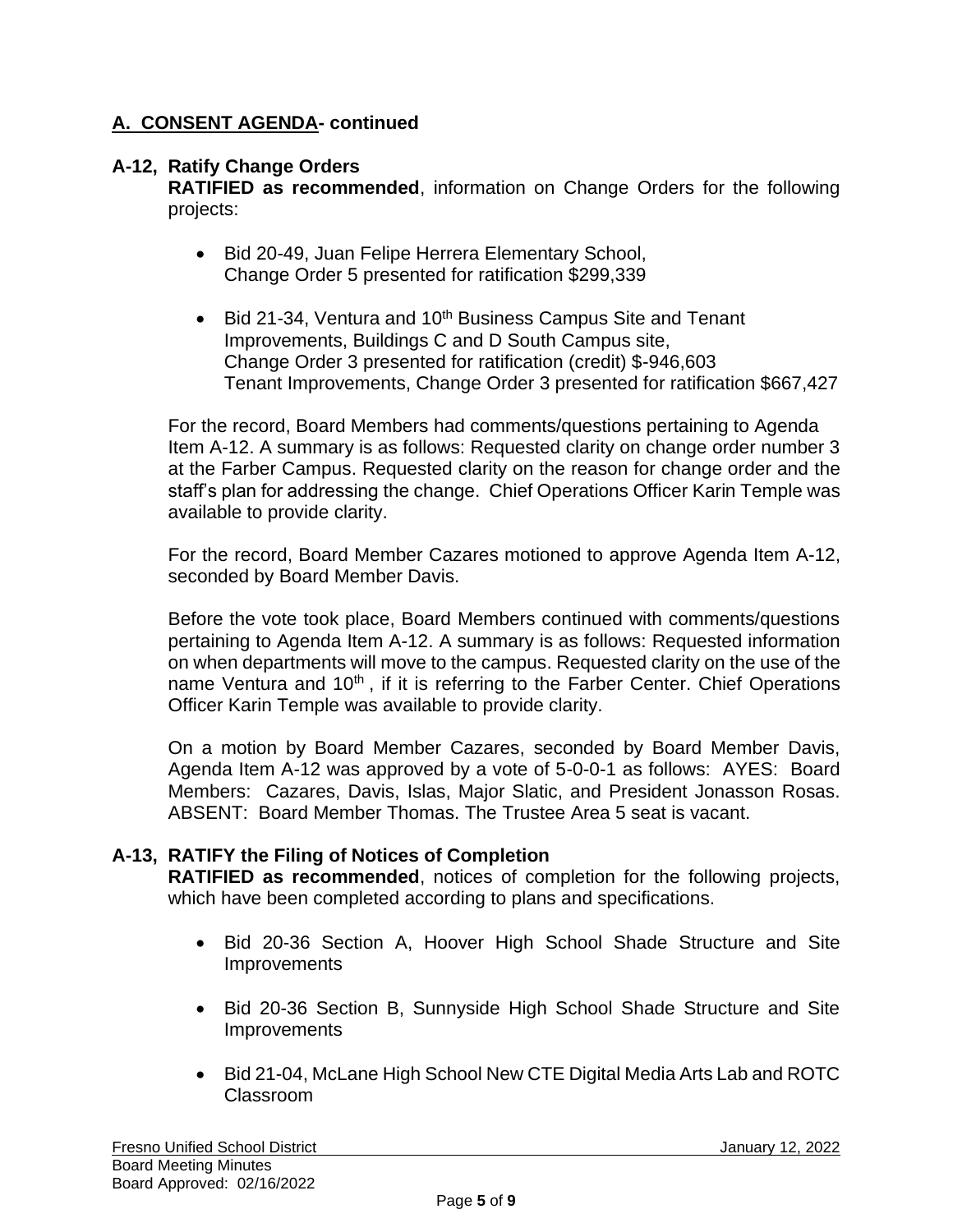## A. CONSENT AGENDA- continued

**A-12, Ratify Change Orders**

**RATIFIED as recommended**, information on Change Orders for the following projects:

- Bid 20-49, Juan Felipe Herrera Elementary School, Change Order 5 presented for ratification $299,339
- Bid 21-34, Ventura and 10th Business Campus Site and Tenant Improvements, Buildings C and D South Campus site, Change Order 3 presented for ratification (credit) $-946,603 Tenant Improvements, Change Order 3 presented for ratification $667,427

For the record, Board Members had comments/questions pertaining to Agenda Item A-12. A summary is as follows: Requested clarity on change order number 3 at the Farber Campus. Requested clarity on the reason for change order and the staff's plan for addressing the change. Chief Operations Officer Karin Temple was available to provide clarity.

For the record, Board Member Cazares motioned to approve Agenda Item A-12, seconded by Board Member Davis.

Before the vote took place, Board Members continued with comments/questions pertaining to Agenda Item A-12. A summary is as follows: Requested information on when departments will move to the campus. Requested clarity on the use of the name Ventura and 10th , if it is referring to the Farber Center. Chief Operations Officer Karin Temple was available to provide clarity.

On a motion by Board Member Cazares, seconded by Board Member Davis, Agenda Item A-12 was approved by a vote of 5-0-0-1 as follows: AYES: Board Members: Cazares, Davis, Islas, Major Slatic, and President Jonasson Rosas. ABSENT: Board Member Thomas. The Trustee Area 5 seat is vacant.

**A-13, RATIFY the Filing of Notices of Completion**

**RATIFIED as recommended**, notices of completion for the following projects, which have been completed according to plans and specifications.

- Bid 20-36 Section A, Hoover High School Shade Structure and Site Improvements
- Bid 20-36 Section B, Sunnyside High School Shade Structure and Site Improvements
- Bid 21-04, McLane High School New CTE Digital Media Arts Lab and ROTC Classroom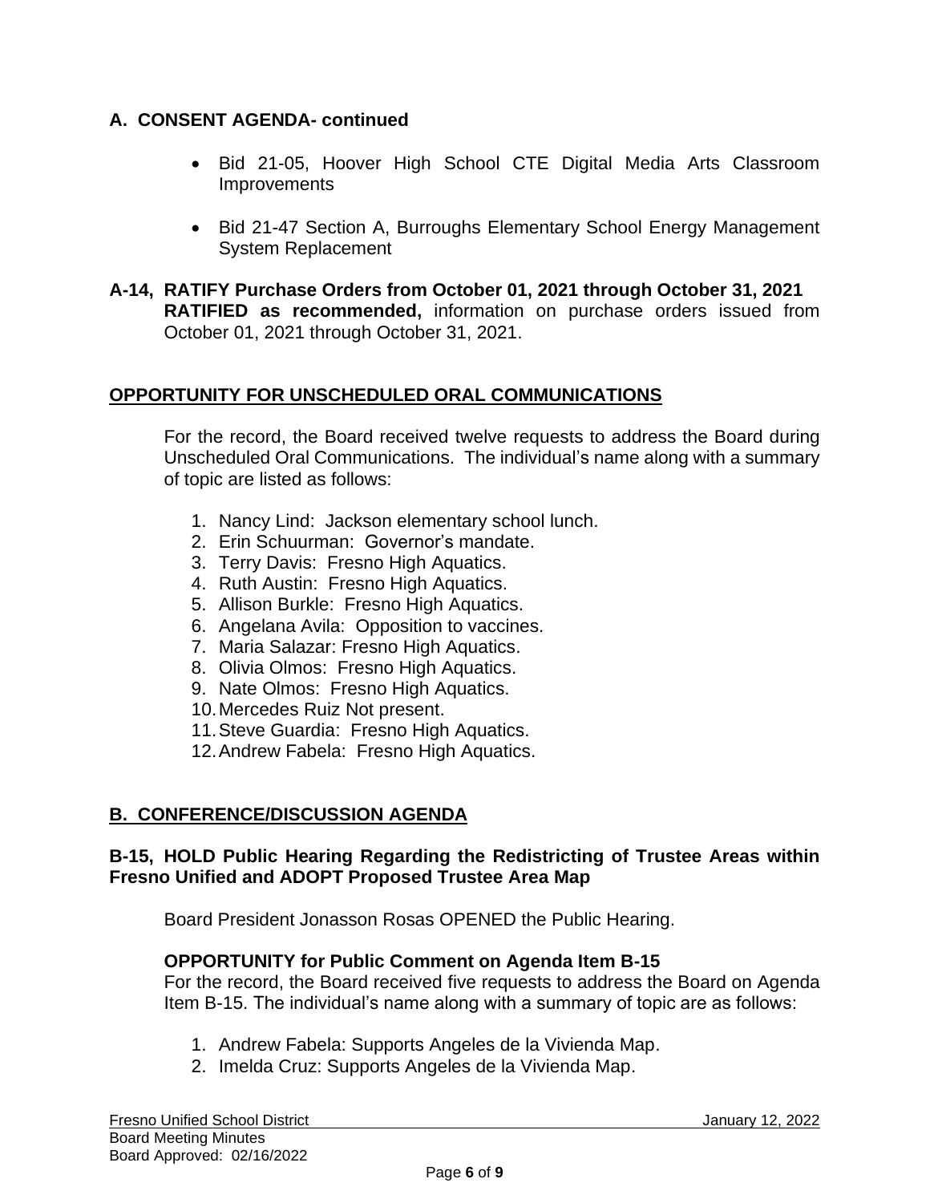## A. CONSENT AGENDA- continued

- Bid 21-05, Hoover High School CTE Digital Media Arts Classroom Improvements
- Bid 21-47 Section A, Burroughs Elementary School Energy Management System Replacement

**A-14, RATIFY Purchase Orders from October 01, 2021 through October 31, 2021**
**RATIFIED as recommended,** information on purchase orders issued from October 01, 2021 through October 31, 2021.

## OPPORTUNITY FOR UNSCHEDULED ORAL COMMUNICATIONS

For the record, the Board received twelve requests to address the Board during Unscheduled Oral Communications. The individual's name along with a summary of topic are listed as follows:

1. Nancy Lind: Jackson elementary school lunch.
2. Erin Schuurman: Governor's mandate.
3. Terry Davis: Fresno High Aquatics.
4. Ruth Austin: Fresno High Aquatics.
5. Allison Burkle: Fresno High Aquatics.
6. Angelana Avila: Opposition to vaccines.
7. Maria Salazar: Fresno High Aquatics.
8. Olivia Olmos: Fresno High Aquatics.
9. Nate Olmos: Fresno High Aquatics.
10. Mercedes Ruiz Not present.
11. Steve Guardia: Fresno High Aquatics.
12. Andrew Fabela: Fresno High Aquatics.

## B. CONFERENCE/DISCUSSION AGENDA

**B-15, HOLD Public Hearing Regarding the Redistricting of Trustee Areas within Fresno Unified and ADOPT Proposed Trustee Area Map**

Board President Jonasson Rosas OPENED the Public Hearing.

**OPPORTUNITY for Public Comment on Agenda Item B-15**
For the record, the Board received five requests to address the Board on Agenda Item B-15. The individual's name along with a summary of topic are as follows:

1. Andrew Fabela: Supports Angeles de la Vivienda Map.
2. Imelda Cruz: Supports Angeles de la Vivienda Map.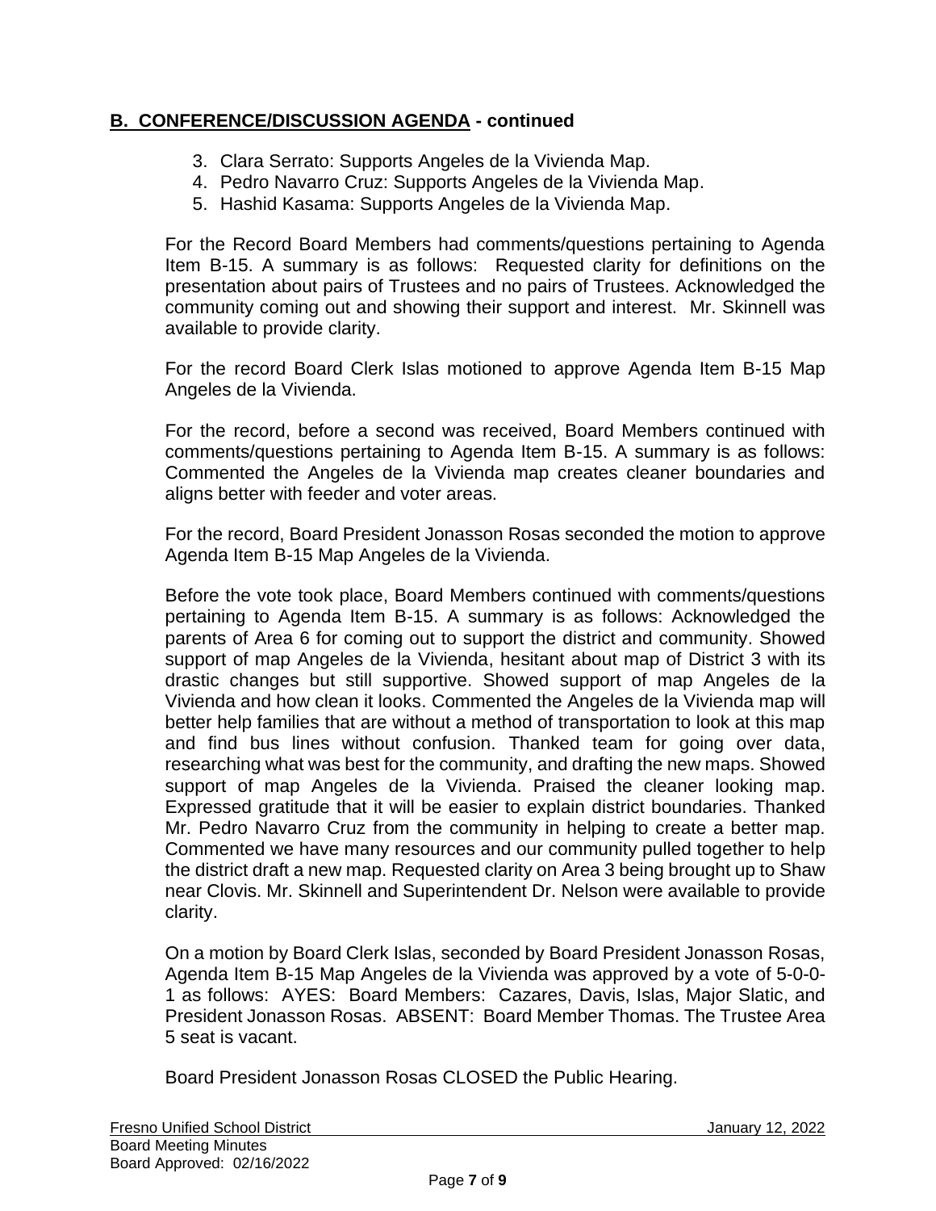## **B. CONFERENCE/DISCUSSION AGENDA - continued**

3. Clara Serrato: Supports Angeles de la Vivienda Map.
4. Pedro Navarro Cruz: Supports Angeles de la Vivienda Map.
5. Hashid Kasama: Supports Angeles de la Vivienda Map.

For the Record Board Members had comments/questions pertaining to Agenda Item B-15. A summary is as follows: Requested clarity for definitions on the presentation about pairs of Trustees and no pairs of Trustees. Acknowledged the community coming out and showing their support and interest. Mr. Skinnell was available to provide clarity.

For the record Board Clerk Islas motioned to approve Agenda Item B-15 Map Angeles de la Vivienda.

For the record, before a second was received, Board Members continued with comments/questions pertaining to Agenda Item B-15. A summary is as follows: Commented the Angeles de la Vivienda map creates cleaner boundaries and aligns better with feeder and voter areas.

For the record, Board President Jonasson Rosas seconded the motion to approve Agenda Item B-15 Map Angeles de la Vivienda.

Before the vote took place, Board Members continued with comments/questions pertaining to Agenda Item B-15. A summary is as follows: Acknowledged the parents of Area 6 for coming out to support the district and community. Showed support of map Angeles de la Vivienda, hesitant about map of District 3 with its drastic changes but still supportive. Showed support of map Angeles de la Vivienda and how clean it looks. Commented the Angeles de la Vivienda map will better help families that are without a method of transportation to look at this map and find bus lines without confusion. Thanked team for going over data, researching what was best for the community, and drafting the new maps. Showed support of map Angeles de la Vivienda. Praised the cleaner looking map. Expressed gratitude that it will be easier to explain district boundaries. Thanked Mr. Pedro Navarro Cruz from the community in helping to create a better map. Commented we have many resources and our community pulled together to help the district draft a new map. Requested clarity on Area 3 being brought up to Shaw near Clovis. Mr. Skinnell and Superintendent Dr. Nelson were available to provide clarity.

On a motion by Board Clerk Islas, seconded by Board President Jonasson Rosas, Agenda Item B-15 Map Angeles de la Vivienda was approved by a vote of 5-0-0-1 as follows: AYES: Board Members: Cazares, Davis, Islas, Major Slatic, and President Jonasson Rosas. ABSENT: Board Member Thomas. The Trustee Area 5 seat is vacant.

Board President Jonasson Rosas CLOSED the Public Hearing.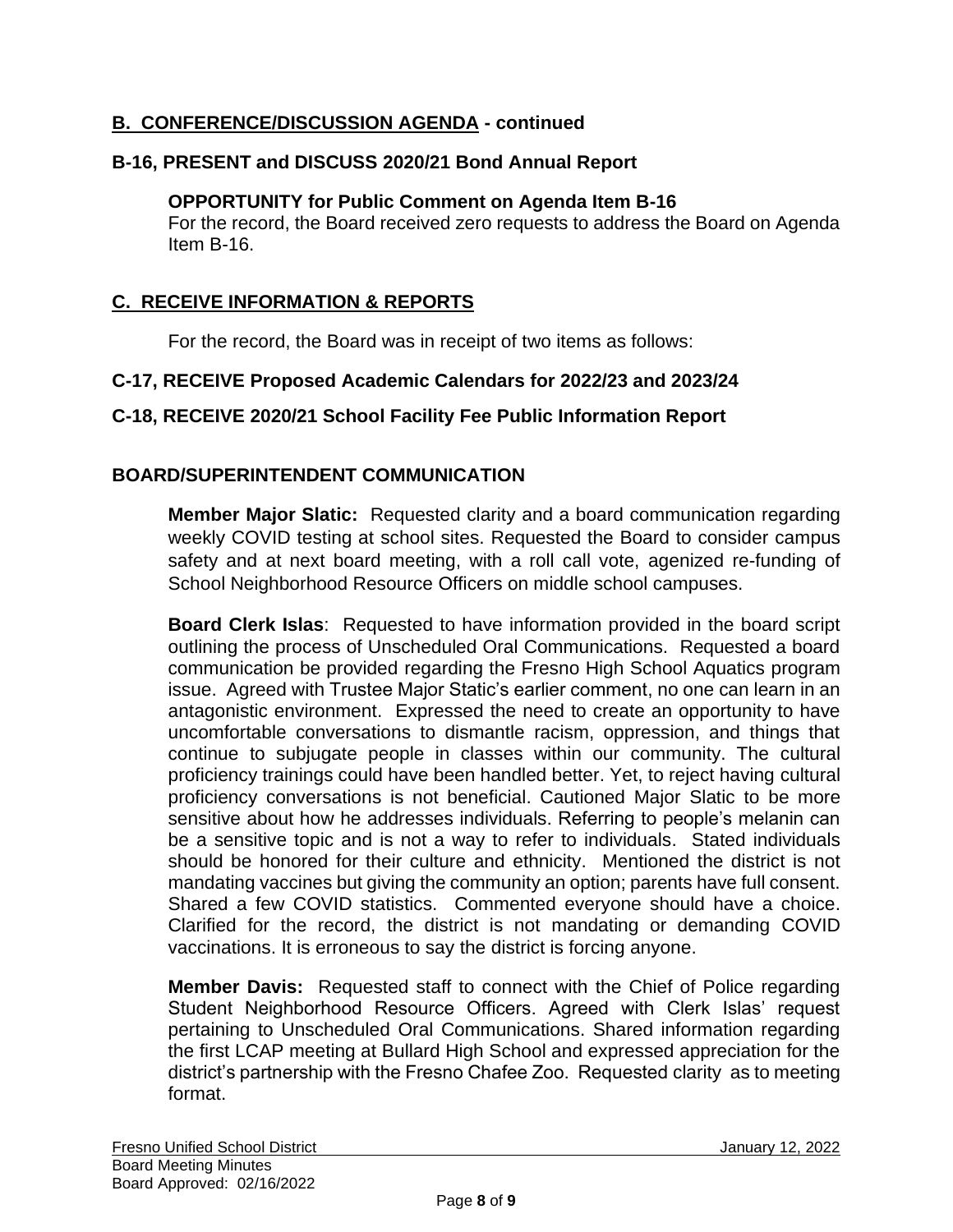## B. CONFERENCE/DISCUSSION AGENDA - continued

### B-16, PRESENT and DISCUSS 2020/21 Bond Annual Report

**OPPORTUNITY for Public Comment on Agenda Item B-16**
For the record, the Board received zero requests to address the Board on Agenda Item B-16.

## C. RECEIVE INFORMATION & REPORTS

For the record, the Board was in receipt of two items as follows:

### C-17, RECEIVE Proposed Academic Calendars for 2022/23 and 2023/24

### C-18, RECEIVE 2020/21 School Facility Fee Public Information Report

## BOARD/SUPERINTENDENT COMMUNICATION

**Member Major Slatic:** Requested clarity and a board communication regarding weekly COVID testing at school sites. Requested the Board to consider campus safety and at next board meeting, with a roll call vote, agenized re-funding of School Neighborhood Resource Officers on middle school campuses.

**Board Clerk Islas**: Requested to have information provided in the board script outlining the process of Unscheduled Oral Communications. Requested a board communication be provided regarding the Fresno High School Aquatics program issue. Agreed with Trustee Major Static's earlier comment, no one can learn in an antagonistic environment. Expressed the need to create an opportunity to have uncomfortable conversations to dismantle racism, oppression, and things that continue to subjugate people in classes within our community. The cultural proficiency trainings could have been handled better. Yet, to reject having cultural proficiency conversations is not beneficial. Cautioned Major Slatic to be more sensitive about how he addresses individuals. Referring to people's melanin can be a sensitive topic and is not a way to refer to individuals. Stated individuals should be honored for their culture and ethnicity. Mentioned the district is not mandating vaccines but giving the community an option; parents have full consent. Shared a few COVID statistics. Commented everyone should have a choice. Clarified for the record, the district is not mandating or demanding COVID vaccinations. It is erroneous to say the district is forcing anyone.

**Member Davis:** Requested staff to connect with the Chief of Police regarding Student Neighborhood Resource Officers. Agreed with Clerk Islas' request pertaining to Unscheduled Oral Communications. Shared information regarding the first LCAP meeting at Bullard High School and expressed appreciation for the district's partnership with the Fresno Chafee Zoo. Requested clarity as to meeting format.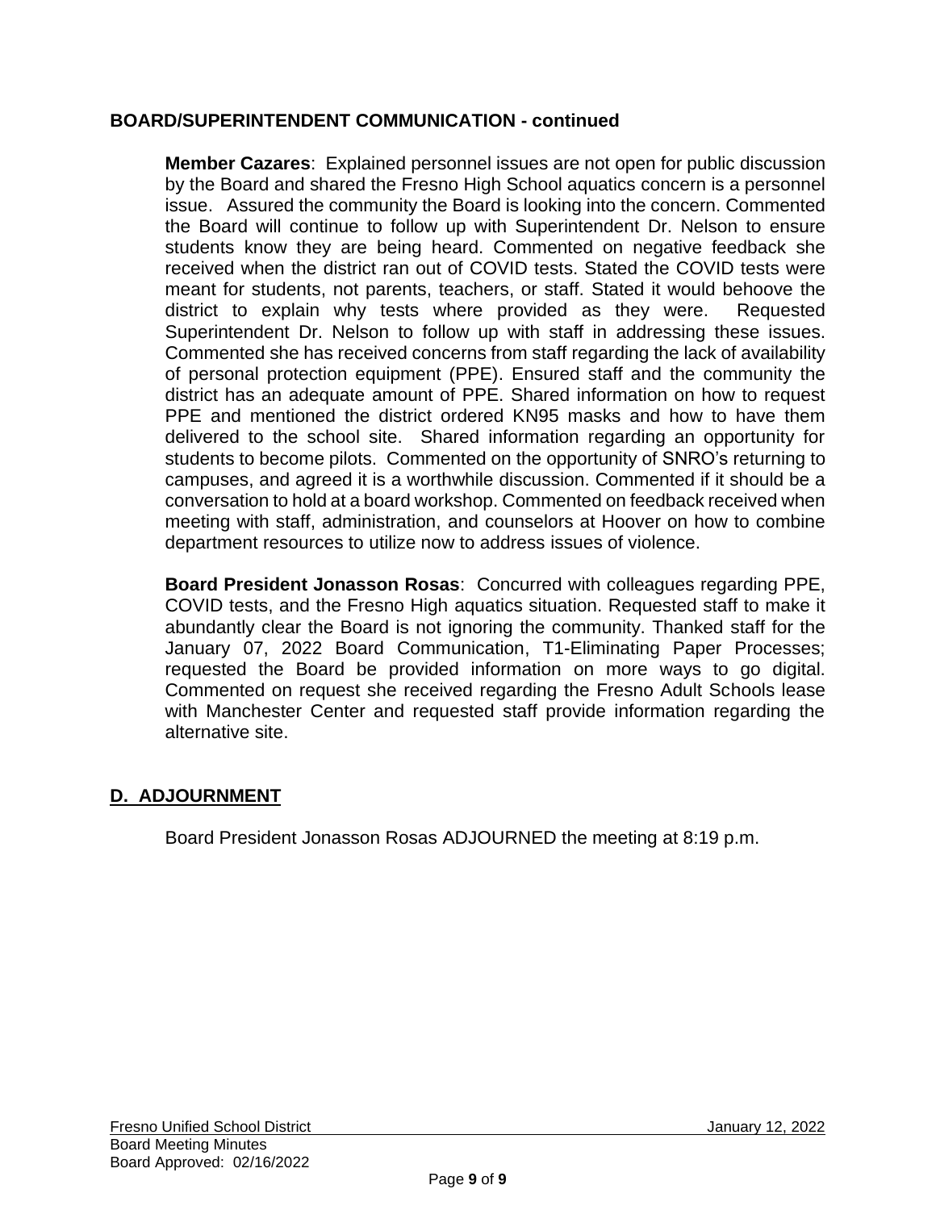**BOARD/SUPERINTENDENT COMMUNICATION - continued**

**Member Cazares**: Explained personnel issues are not open for public discussion by the Board and shared the Fresno High School aquatics concern is a personnel issue. Assured the community the Board is looking into the concern. Commented the Board will continue to follow up with Superintendent Dr. Nelson to ensure students know they are being heard. Commented on negative feedback she received when the district ran out of COVID tests. Stated the COVID tests were meant for students, not parents, teachers, or staff. Stated it would behoove the district to explain why tests where provided as they were. Requested Superintendent Dr. Nelson to follow up with staff in addressing these issues. Commented she has received concerns from staff regarding the lack of availability of personal protection equipment (PPE). Ensured staff and the community the district has an adequate amount of PPE. Shared information on how to request PPE and mentioned the district ordered KN95 masks and how to have them delivered to the school site. Shared information regarding an opportunity for students to become pilots. Commented on the opportunity of SNRO's returning to campuses, and agreed it is a worthwhile discussion. Commented if it should be a conversation to hold at a board workshop. Commented on feedback received when meeting with staff, administration, and counselors at Hoover on how to combine department resources to utilize now to address issues of violence.

**Board President Jonasson Rosas**: Concurred with colleagues regarding PPE, COVID tests, and the Fresno High aquatics situation. Requested staff to make it abundantly clear the Board is not ignoring the community. Thanked staff for the January 07, 2022 Board Communication, T1-Eliminating Paper Processes; requested the Board be provided information on more ways to go digital. Commented on request she received regarding the Fresno Adult Schools lease with Manchester Center and requested staff provide information regarding the alternative site.

## D. ADJOURNMENT

Board President Jonasson Rosas ADJOURNED the meeting at 8:19 p.m.